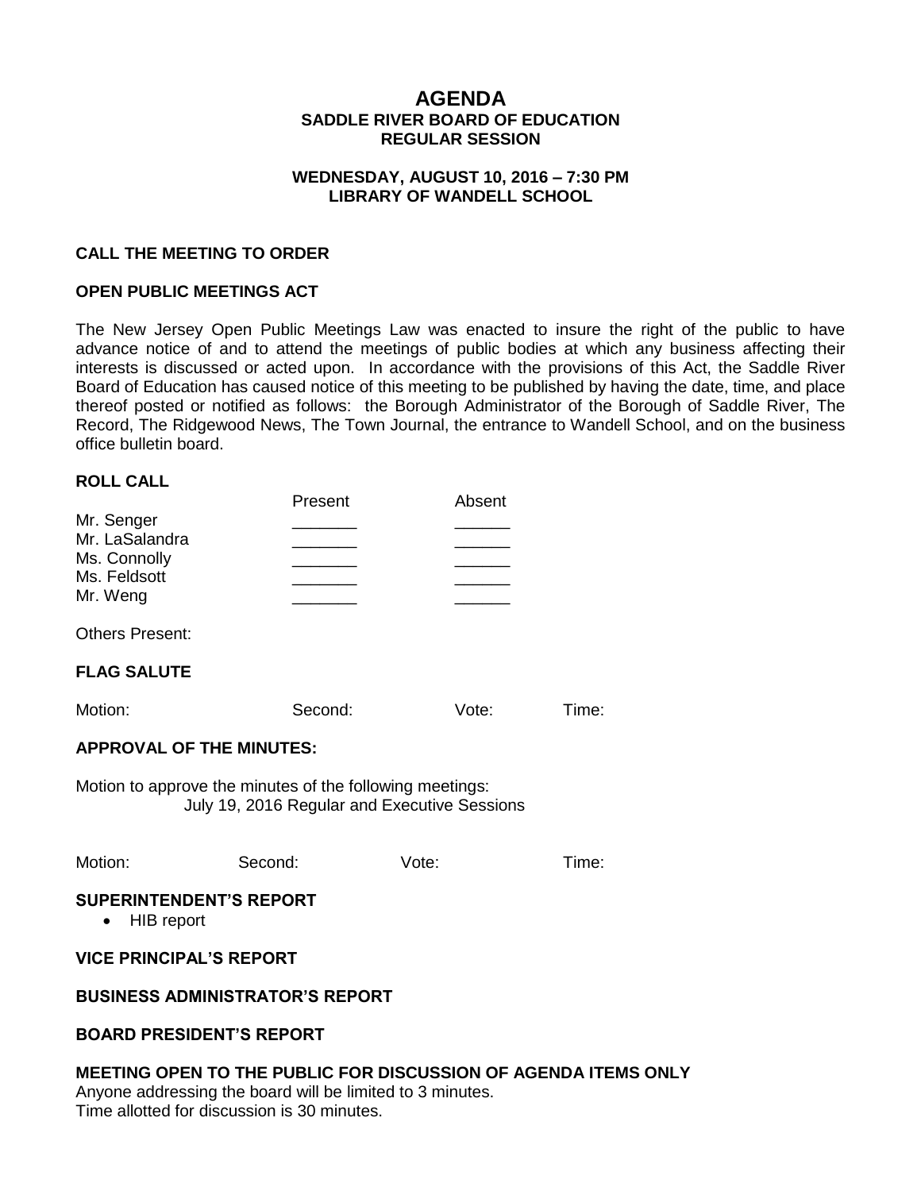# AGENDA
## SADDLE RIVER BOARD OF EDUCATION
## REGULAR SESSION

**WEDNESDAY, AUGUST 10, 2016 – 7:30 PM**
**LIBRARY OF WANDELL SCHOOL**

### CALL THE MEETING TO ORDER

### OPEN PUBLIC MEETINGS ACT

The New Jersey Open Public Meetings Law was enacted to insure the right of the public to have advance notice of and to attend the meetings of public bodies at which any business affecting their interests is discussed or acted upon. In accordance with the provisions of this Act, the Saddle River Board of Education has caused notice of this meeting to be published by having the date, time, and place thereof posted or notified as follows: the Borough Administrator of the Borough of Saddle River, The Record, The Ridgewood News, The Town Journal, the entrance to Wandell School, and on the business office bulletin board.

### ROLL CALL

| | Present | Absent |
|---|---|---|
| Mr. Senger | _______ | ______ |
| Mr. LaSalandra | _______ | ______ |
| Ms. Connolly | _______ | ______ |
| Ms. Feldsott | _______ | ______ |
| Mr. Weng | _______ | ______ |

Others Present:

### FLAG SALUTE

Motion: Second: Vote: Time:

### APPROVAL OF THE MINUTES:

Motion to approve the minutes of the following meetings:
July 19, 2016 Regular and Executive Sessions

Motion: Second: Vote: Time:

### SUPERINTENDENT'S REPORT

- HIB report

### VICE PRINCIPAL'S REPORT

### BUSINESS ADMINISTRATOR'S REPORT

### BOARD PRESIDENT'S REPORT

### MEETING OPEN TO THE PUBLIC FOR DISCUSSION OF AGENDA ITEMS ONLY

Anyone addressing the board will be limited to 3 minutes.
Time allotted for discussion is 30 minutes.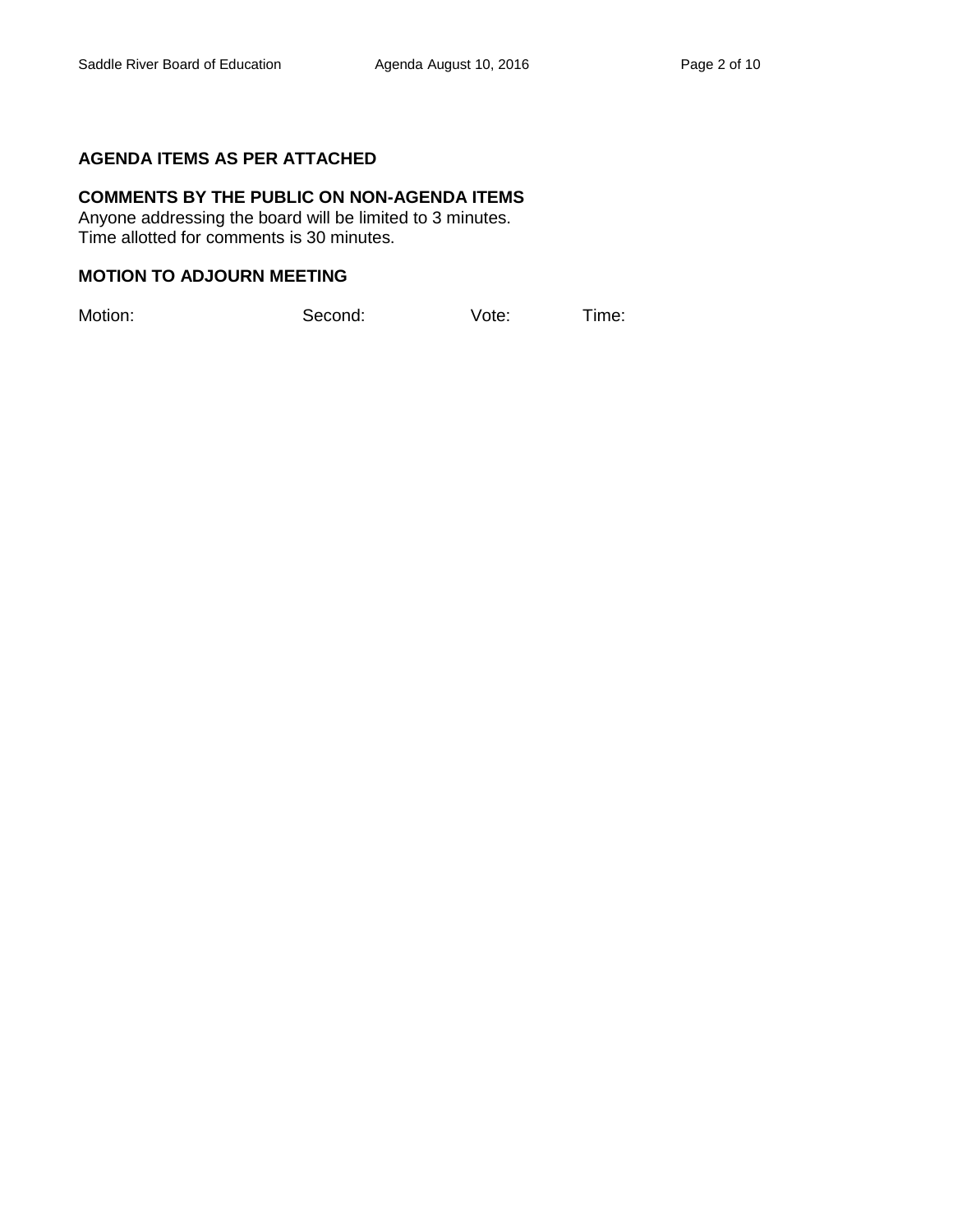**AGENDA ITEMS AS PER ATTACHED**

**COMMENTS BY THE PUBLIC ON NON-AGENDA ITEMS**

Anyone addressing the board will be limited to 3 minutes.
Time allotted for comments is 30 minutes.

**MOTION TO ADJOURN MEETING**

Motion: Second: Vote: Time: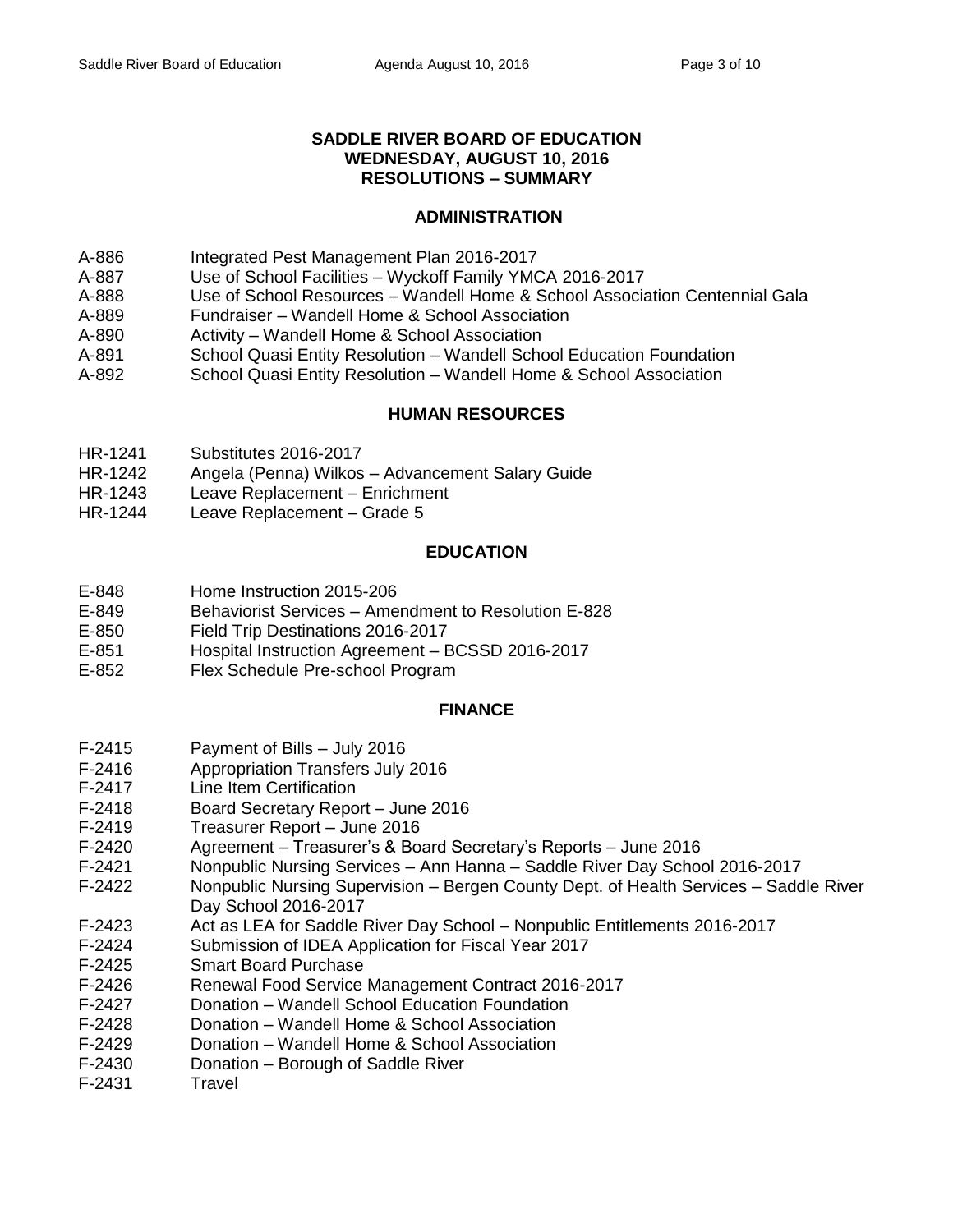# SADDLE RIVER BOARD OF EDUCATION
## WEDNESDAY, AUGUST 10, 2016
## RESOLUTIONS – SUMMARY

### ADMINISTRATION

| | |
|---|---|
| A-886 | Integrated Pest Management Plan 2016-2017 |
| A-887 | Use of School Facilities – Wyckoff Family YMCA 2016-2017 |
| A-888 | Use of School Resources – Wandell Home & School Association Centennial Gala |
| A-889 | Fundraiser – Wandell Home & School Association |
| A-890 | Activity – Wandell Home & School Association |
| A-891 | School Quasi Entity Resolution – Wandell School Education Foundation |
| A-892 | School Quasi Entity Resolution – Wandell Home & School Association |

### HUMAN RESOURCES

| | |
|---|---|
| HR-1241 | Substitutes 2016-2017 |
| HR-1242 | Angela (Penna) Wilkos – Advancement Salary Guide |
| HR-1243 | Leave Replacement – Enrichment |
| HR-1244 | Leave Replacement – Grade 5 |

### EDUCATION

| | |
|---|---|
| E-848 | Home Instruction 2015-206 |
| E-849 | Behaviorist Services – Amendment to Resolution E-828 |
| E-850 | Field Trip Destinations 2016-2017 |
| E-851 | Hospital Instruction Agreement – BCSSD 2016-2017 |
| E-852 | Flex Schedule Pre-school Program |

### FINANCE

| | |
|---|---|
| F-2415 | Payment of Bills – July 2016 |
| F-2416 | Appropriation Transfers July 2016 |
| F-2417 | Line Item Certification |
| F-2418 | Board Secretary Report – June 2016 |
| F-2419 | Treasurer Report – June 2016 |
| F-2420 | Agreement – Treasurer's & Board Secretary's Reports – June 2016 |
| F-2421 | Nonpublic Nursing Services – Ann Hanna – Saddle River Day School 2016-2017 |
| F-2422 | Nonpublic Nursing Supervision – Bergen County Dept. of Health Services – Saddle River Day School 2016-2017 |
| F-2423 | Act as LEA for Saddle River Day School – Nonpublic Entitlements 2016-2017 |
| F-2424 | Submission of IDEA Application for Fiscal Year 2017 |
| F-2425 | Smart Board Purchase |
| F-2426 | Renewal Food Service Management Contract 2016-2017 |
| F-2427 | Donation – Wandell School Education Foundation |
| F-2428 | Donation – Wandell Home & School Association |
| F-2429 | Donation – Wandell Home & School Association |
| F-2430 | Donation – Borough of Saddle River |
| F-2431 | Travel |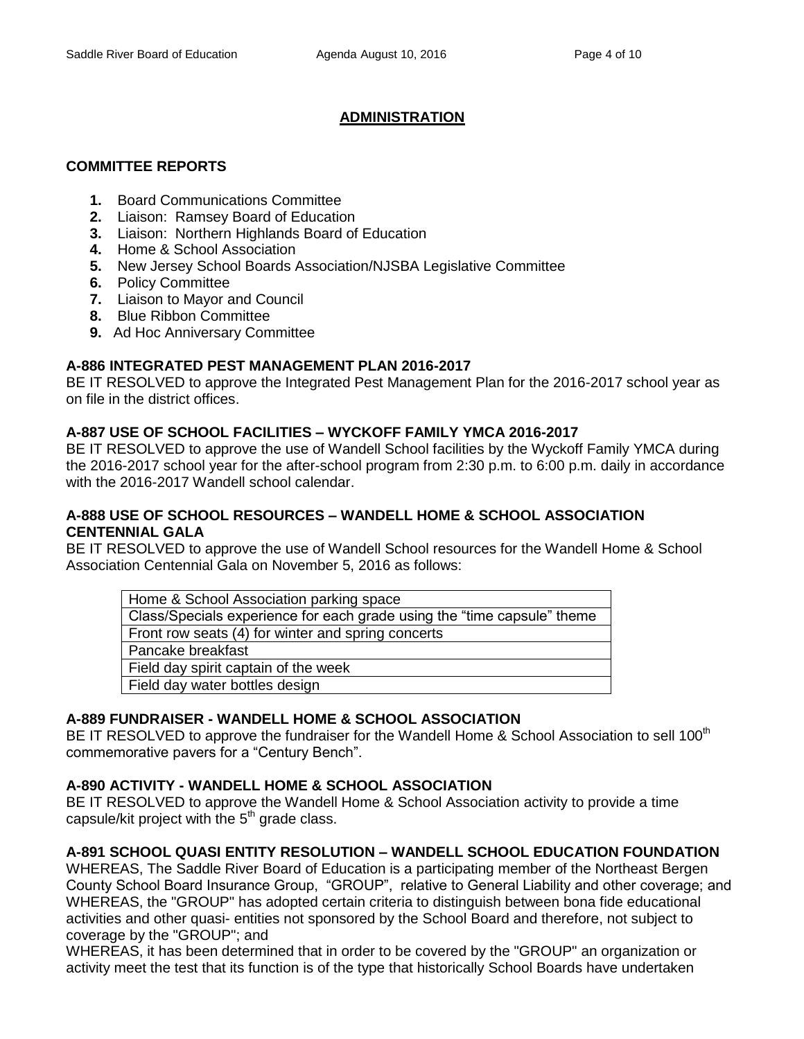## ADMINISTRATION

### COMMITTEE REPORTS

1. Board Communications Committee
2. Liaison: Ramsey Board of Education
3. Liaison: Northern Highlands Board of Education
4. Home & School Association
5. New Jersey School Boards Association/NJSBA Legislative Committee
6. Policy Committee
7. Liaison to Mayor and Council
8. Blue Ribbon Committee
9. Ad Hoc Anniversary Committee

**A-886 INTEGRATED PEST MANAGEMENT PLAN 2016-2017**
BE IT RESOLVED to approve the Integrated Pest Management Plan for the 2016-2017 school year as on file in the district offices.

**A-887 USE OF SCHOOL FACILITIES – WYCKOFF FAMILY YMCA 2016-2017**
BE IT RESOLVED to approve the use of Wandell School facilities by the Wyckoff Family YMCA during the 2016-2017 school year for the after-school program from 2:30 p.m. to 6:00 p.m. daily in accordance with the 2016-2017 Wandell school calendar.

**A-888 USE OF SCHOOL RESOURCES – WANDELL HOME & SCHOOL ASSOCIATION CENTENNIAL GALA**
BE IT RESOLVED to approve the use of Wandell School resources for the Wandell Home & School Association Centennial Gala on November 5, 2016 as follows:

| Home & School Association parking space |
|---|
| Class/Specials experience for each grade using the "time capsule" theme |
| Front row seats (4) for winter and spring concerts |
| Pancake breakfast |
| Field day spirit captain of the week |
| Field day water bottles design |

**A-889 FUNDRAISER - WANDELL HOME & SCHOOL ASSOCIATION**
BE IT RESOLVED to approve the fundraiser for the Wandell Home & School Association to sell 100th commemorative pavers for a "Century Bench".

**A-890 ACTIVITY - WANDELL HOME & SCHOOL ASSOCIATION**
BE IT RESOLVED to approve the Wandell Home & School Association activity to provide a time capsule/kit project with the 5th grade class.

**A-891 SCHOOL QUASI ENTITY RESOLUTION – WANDELL SCHOOL EDUCATION FOUNDATION**
WHEREAS, The Saddle River Board of Education is a participating member of the Northeast Bergen County School Board Insurance Group, "GROUP", relative to General Liability and other coverage; and
WHEREAS, the "GROUP" has adopted certain criteria to distinguish between bona fide educational activities and other quasi- entities not sponsored by the School Board and therefore, not subject to coverage by the "GROUP"; and
WHEREAS, it has been determined that in order to be covered by the "GROUP" an organization or activity meet the test that its function is of the type that historically School Boards have undertaken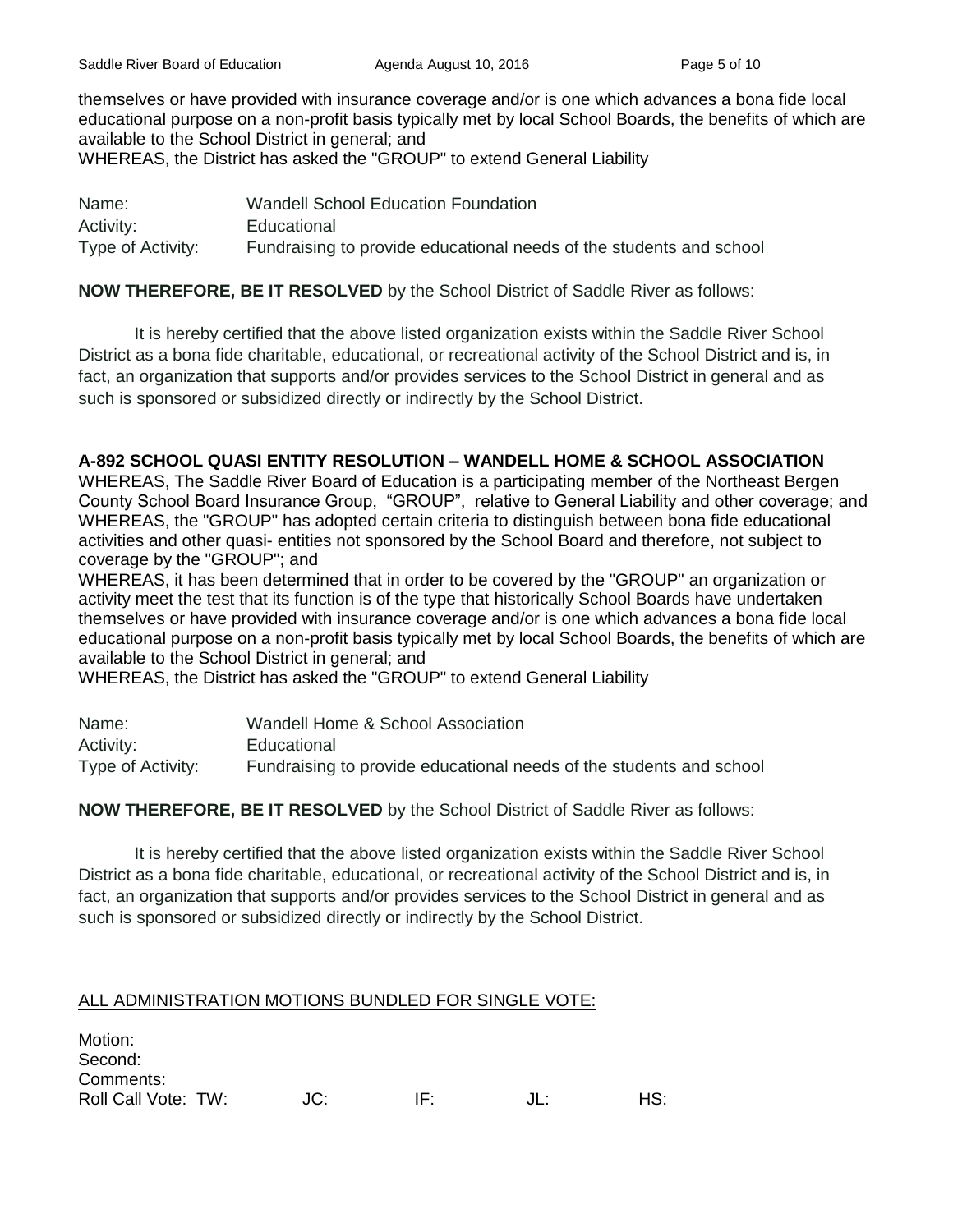themselves or have provided with insurance coverage and/or is one which advances a bona fide local educational purpose on a non-profit basis typically met by local School Boards, the benefits of which are available to the School District in general; and
WHEREAS, the District has asked the "GROUP" to extend General Liability

| | |
|---|---|
| Name: | Wandell School Education Foundation |
| Activity: | Educational |
| Type of Activity: | Fundraising to provide educational needs of the students and school |

**NOW THEREFORE, BE IT RESOLVED** by the School District of Saddle River as follows:

It is hereby certified that the above listed organization exists within the Saddle River School District as a bona fide charitable, educational, or recreational activity of the School District and is, in fact, an organization that supports and/or provides services to the School District in general and as such is sponsored or subsidized directly or indirectly by the School District.

**A-892 SCHOOL QUASI ENTITY RESOLUTION – WANDELL HOME & SCHOOL ASSOCIATION**

WHEREAS, The Saddle River Board of Education is a participating member of the Northeast Bergen County School Board Insurance Group, "GROUP", relative to General Liability and other coverage; and
WHEREAS, the "GROUP" has adopted certain criteria to distinguish between bona fide educational activities and other quasi- entities not sponsored by the School Board and therefore, not subject to coverage by the "GROUP"; and
WHEREAS, it has been determined that in order to be covered by the "GROUP" an organization or activity meet the test that its function is of the type that historically School Boards have undertaken themselves or have provided with insurance coverage and/or is one which advances a bona fide local educational purpose on a non-profit basis typically met by local School Boards, the benefits of which are available to the School District in general; and
WHEREAS, the District has asked the "GROUP" to extend General Liability

| | |
|---|---|
| Name: | Wandell Home & School Association |
| Activity: | Educational |
| Type of Activity: | Fundraising to provide educational needs of the students and school |

**NOW THEREFORE, BE IT RESOLVED** by the School District of Saddle River as follows:

It is hereby certified that the above listed organization exists within the Saddle River School District as a bona fide charitable, educational, or recreational activity of the School District and is, in fact, an organization that supports and/or provides services to the School District in general and as such is sponsored or subsidized directly or indirectly by the School District.

<u>ALL ADMINISTRATION MOTIONS BUNDLED FOR SINGLE VOTE:</u>

Motion:
Second:
Comments:
Roll Call Vote: TW: JC: IF: JL: HS: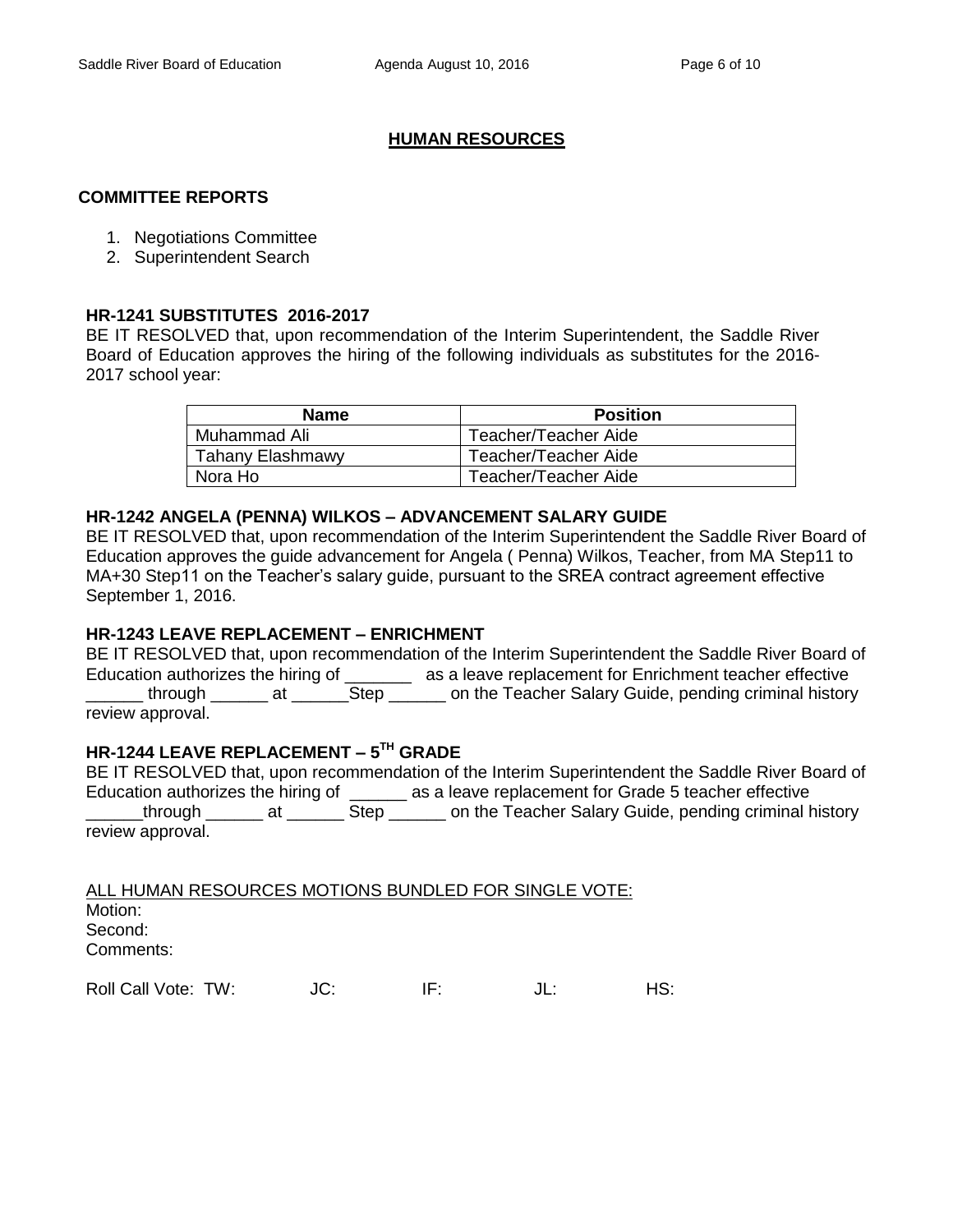## HUMAN RESOURCES

### COMMITTEE REPORTS

1. Negotiations Committee
2. Superintendent Search

**HR-1241 SUBSTITUTES 2016-2017**

BE IT RESOLVED that, upon recommendation of the Interim Superintendent, the Saddle River Board of Education approves the hiring of the following individuals as substitutes for the 2016-2017 school year:

| Name | Position |
|---|---|
| Muhammad Ali | Teacher/Teacher Aide |
| Tahany Elashmawy | Teacher/Teacher Aide |
| Nora Ho | Teacher/Teacher Aide |

**HR-1242 ANGELA (PENNA) WILKOS – ADVANCEMENT SALARY GUIDE**

BE IT RESOLVED that, upon recommendation of the Interim Superintendent the Saddle River Board of Education approves the guide advancement for Angela ( Penna) Wilkos, Teacher, from MA Step11 to MA+30 Step11 on the Teacher's salary guide, pursuant to the SREA contract agreement effective September 1, 2016.

**HR-1243 LEAVE REPLACEMENT – ENRICHMENT**

BE IT RESOLVED that, upon recommendation of the Interim Superintendent the Saddle River Board of Education authorizes the hiring of _______ as a leave replacement for Enrichment teacher effective ______ through ______ at ______Step ______ on the Teacher Salary Guide, pending criminal history review approval.

**HR-1244 LEAVE REPLACEMENT – 5TH GRADE**

BE IT RESOLVED that, upon recommendation of the Interim Superintendent the Saddle River Board of Education authorizes the hiring of ______ as a leave replacement for Grade 5 teacher effective ______through ______ at ______ Step ______ on the Teacher Salary Guide, pending criminal history review approval.

ALL HUMAN RESOURCES MOTIONS BUNDLED FOR SINGLE VOTE:

Motion:
Second:
Comments:

Roll Call Vote: TW: JC: IF: JL: HS: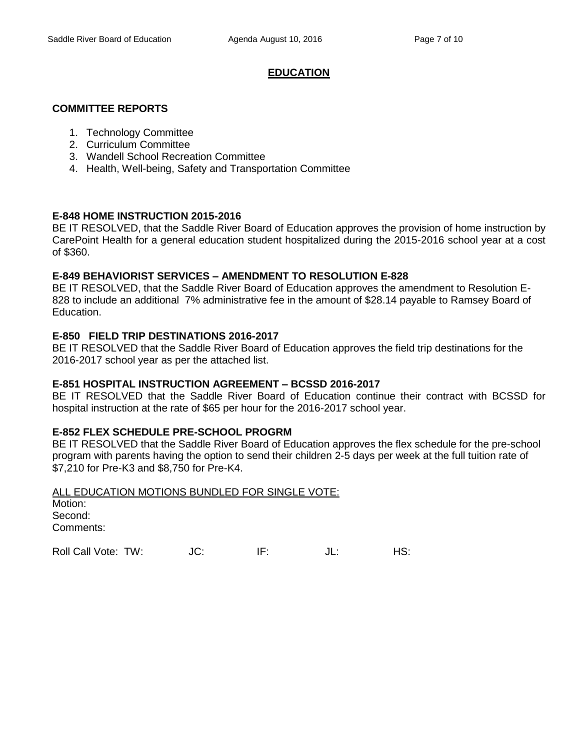## EDUCATION

### COMMITTEE REPORTS

1. Technology Committee
2. Curriculum Committee
3. Wandell School Recreation Committee
4. Health, Well-being, Safety and Transportation Committee

**E-848 HOME INSTRUCTION 2015-2016**
BE IT RESOLVED, that the Saddle River Board of Education approves the provision of home instruction by CarePoint Health for a general education student hospitalized during the 2015-2016 school year at a cost of $360.

**E-849 BEHAVIORIST SERVICES – AMENDMENT TO RESOLUTION E-828**
BE IT RESOLVED, that the Saddle River Board of Education approves the amendment to Resolution E-828 to include an additional 7% administrative fee in the amount of $28.14 payable to Ramsey Board of Education.

**E-850 FIELD TRIP DESTINATIONS 2016-2017**
BE IT RESOLVED that the Saddle River Board of Education approves the field trip destinations for the 2016-2017 school year as per the attached list.

**E-851 HOSPITAL INSTRUCTION AGREEMENT – BCSSD 2016-2017**
BE IT RESOLVED that the Saddle River Board of Education continue their contract with BCSSD for hospital instruction at the rate of $65 per hour for the 2016-2017 school year.

**E-852 FLEX SCHEDULE PRE-SCHOOL PROGRM**
BE IT RESOLVED that the Saddle River Board of Education approves the flex schedule for the pre-school program with parents having the option to send their children 2-5 days per week at the full tuition rate of $7,210 for Pre-K3 and $8,750 for Pre-K4.

ALL EDUCATION MOTIONS BUNDLED FOR SINGLE VOTE:
Motion:
Second:
Comments:

Roll Call Vote: TW: JC: IF: JL: HS: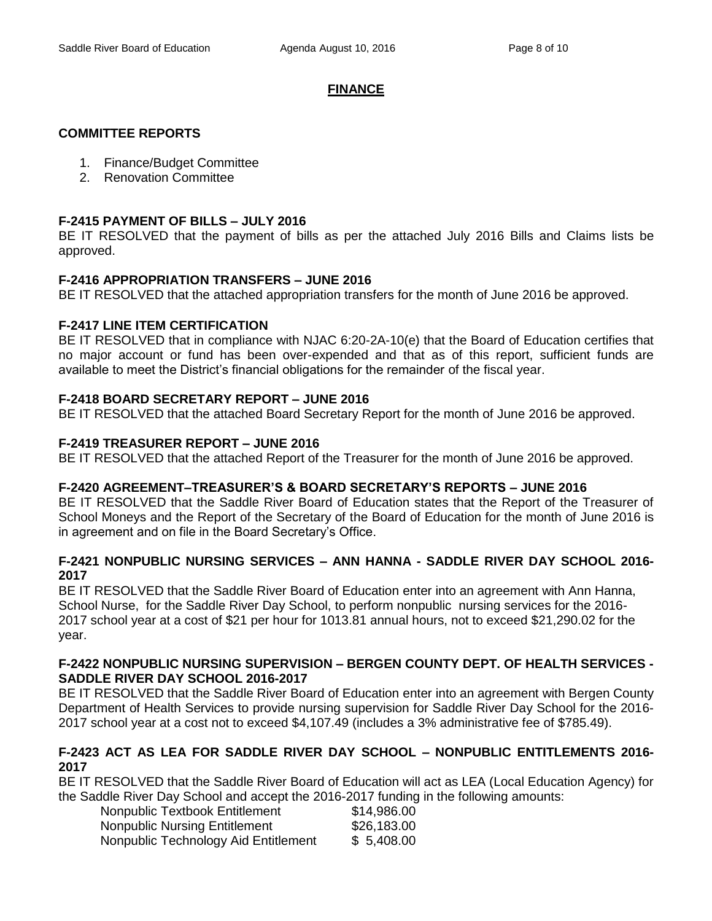## FINANCE

### COMMITTEE REPORTS

1. Finance/Budget Committee
2. Renovation Committee

**F-2415 PAYMENT OF BILLS – JULY 2016**
BE IT RESOLVED that the payment of bills as per the attached July 2016 Bills and Claims lists be approved.

**F-2416 APPROPRIATION TRANSFERS – JUNE 2016**
BE IT RESOLVED that the attached appropriation transfers for the month of June 2016 be approved.

**F-2417 LINE ITEM CERTIFICATION**
BE IT RESOLVED that in compliance with NJAC 6:20-2A-10(e) that the Board of Education certifies that no major account or fund has been over-expended and that as of this report, sufficient funds are available to meet the District's financial obligations for the remainder of the fiscal year.

**F-2418 BOARD SECRETARY REPORT – JUNE 2016**
BE IT RESOLVED that the attached Board Secretary Report for the month of June 2016 be approved.

**F-2419 TREASURER REPORT – JUNE 2016**
BE IT RESOLVED that the attached Report of the Treasurer for the month of June 2016 be approved.

**F-2420 AGREEMENT–TREASURER'S & BOARD SECRETARY'S REPORTS – JUNE 2016**
BE IT RESOLVED that the Saddle River Board of Education states that the Report of the Treasurer of School Moneys and the Report of the Secretary of the Board of Education for the month of June 2016 is in agreement and on file in the Board Secretary's Office.

**F-2421 NONPUBLIC NURSING SERVICES – ANN HANNA - SADDLE RIVER DAY SCHOOL 2016-2017**
BE IT RESOLVED that the Saddle River Board of Education enter into an agreement with Ann Hanna, School Nurse, for the Saddle River Day School, to perform nonpublic nursing services for the 2016-2017 school year at a cost of $21 per hour for 1013.81 annual hours, not to exceed $21,290.02 for the year.

**F-2422 NONPUBLIC NURSING SUPERVISION – BERGEN COUNTY DEPT. OF HEALTH SERVICES - SADDLE RIVER DAY SCHOOL 2016-2017**
BE IT RESOLVED that the Saddle River Board of Education enter into an agreement with Bergen County Department of Health Services to provide nursing supervision for Saddle River Day School for the 2016-2017 school year at a cost not to exceed $4,107.49 (includes a 3% administrative fee of $785.49).

**F-2423 ACT AS LEA FOR SADDLE RIVER DAY SCHOOL – NONPUBLIC ENTITLEMENTS 2016-2017**
BE IT RESOLVED that the Saddle River Board of Education will act as LEA (Local Education Agency) for the Saddle River Day School and accept the 2016-2017 funding in the following amounts:

| | |
|---|---|
| Nonpublic Textbook Entitlement | $14,986.00 |
| Nonpublic Nursing Entitlement | $26,183.00 |
| Nonpublic Technology Aid Entitlement | $ 5,408.00 |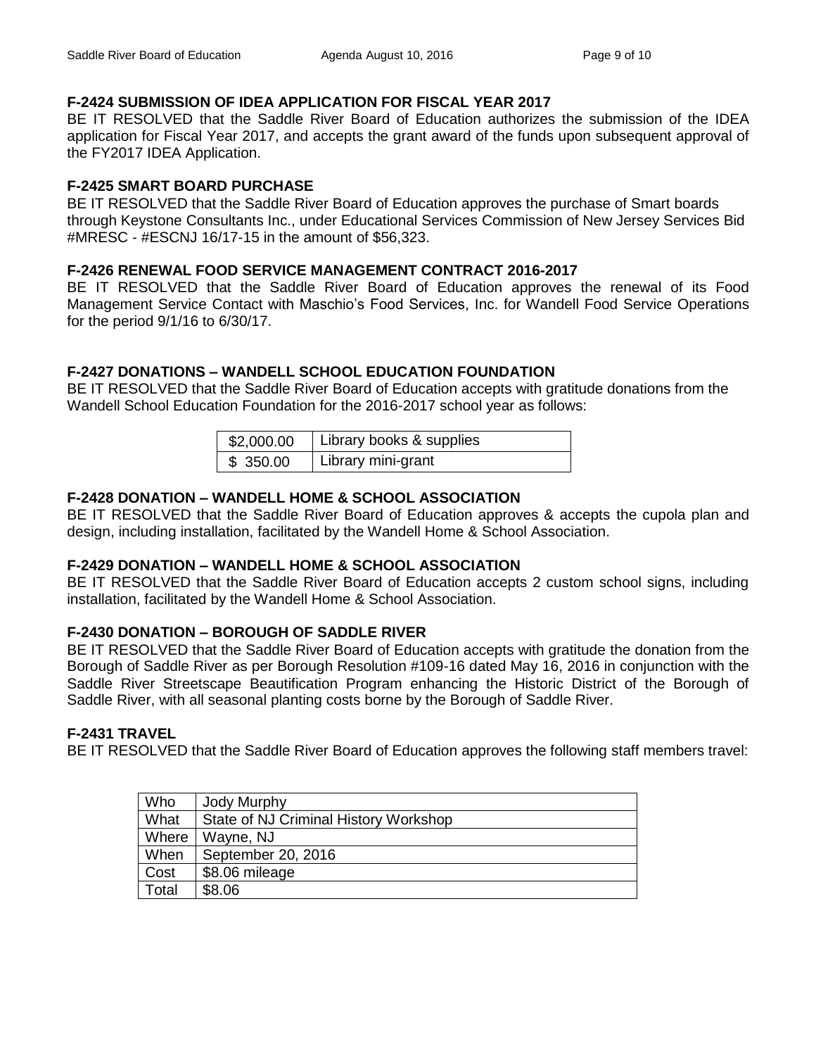**F-2424 SUBMISSION OF IDEA APPLICATION FOR FISCAL YEAR 2017**

BE IT RESOLVED that the Saddle River Board of Education authorizes the submission of the IDEA application for Fiscal Year 2017, and accepts the grant award of the funds upon subsequent approval of the FY2017 IDEA Application.

**F-2425 SMART BOARD PURCHASE**

BE IT RESOLVED that the Saddle River Board of Education approves the purchase of Smart boards through Keystone Consultants Inc., under Educational Services Commission of New Jersey Services Bid #MRESC - #ESCNJ 16/17-15 in the amount of $56,323.

**F-2426 RENEWAL FOOD SERVICE MANAGEMENT CONTRACT 2016-2017**

BE IT RESOLVED that the Saddle River Board of Education approves the renewal of its Food Management Service Contact with Maschio's Food Services, Inc. for Wandell Food Service Operations for the period 9/1/16 to 6/30/17.

**F-2427 DONATIONS – WANDELL SCHOOL EDUCATION FOUNDATION**

BE IT RESOLVED that the Saddle River Board of Education accepts with gratitude donations from the Wandell School Education Foundation for the 2016-2017 school year as follows:

| | |
|---|---|
| $2,000.00 | Library books & supplies |
| $ 350.00 | Library mini-grant |

**F-2428 DONATION – WANDELL HOME & SCHOOL ASSOCIATION**

BE IT RESOLVED that the Saddle River Board of Education approves & accepts the cupola plan and design, including installation, facilitated by the Wandell Home & School Association.

**F-2429 DONATION – WANDELL HOME & SCHOOL ASSOCIATION**

BE IT RESOLVED that the Saddle River Board of Education accepts 2 custom school signs, including installation, facilitated by the Wandell Home & School Association.

**F-2430 DONATION – BOROUGH OF SADDLE RIVER**

BE IT RESOLVED that the Saddle River Board of Education accepts with gratitude the donation from the Borough of Saddle River as per Borough Resolution #109-16 dated May 16, 2016 in conjunction with the Saddle River Streetscape Beautification Program enhancing the Historic District of the Borough of Saddle River, with all seasonal planting costs borne by the Borough of Saddle River.

**F-2431 TRAVEL**

BE IT RESOLVED that the Saddle River Board of Education approves the following staff members travel:

| | |
|---|---|
| Who | Jody Murphy |
| What | State of NJ Criminal History Workshop |
| Where | Wayne, NJ |
| When | September 20, 2016 |
| Cost | $8.06 mileage |
| Total | $8.06 |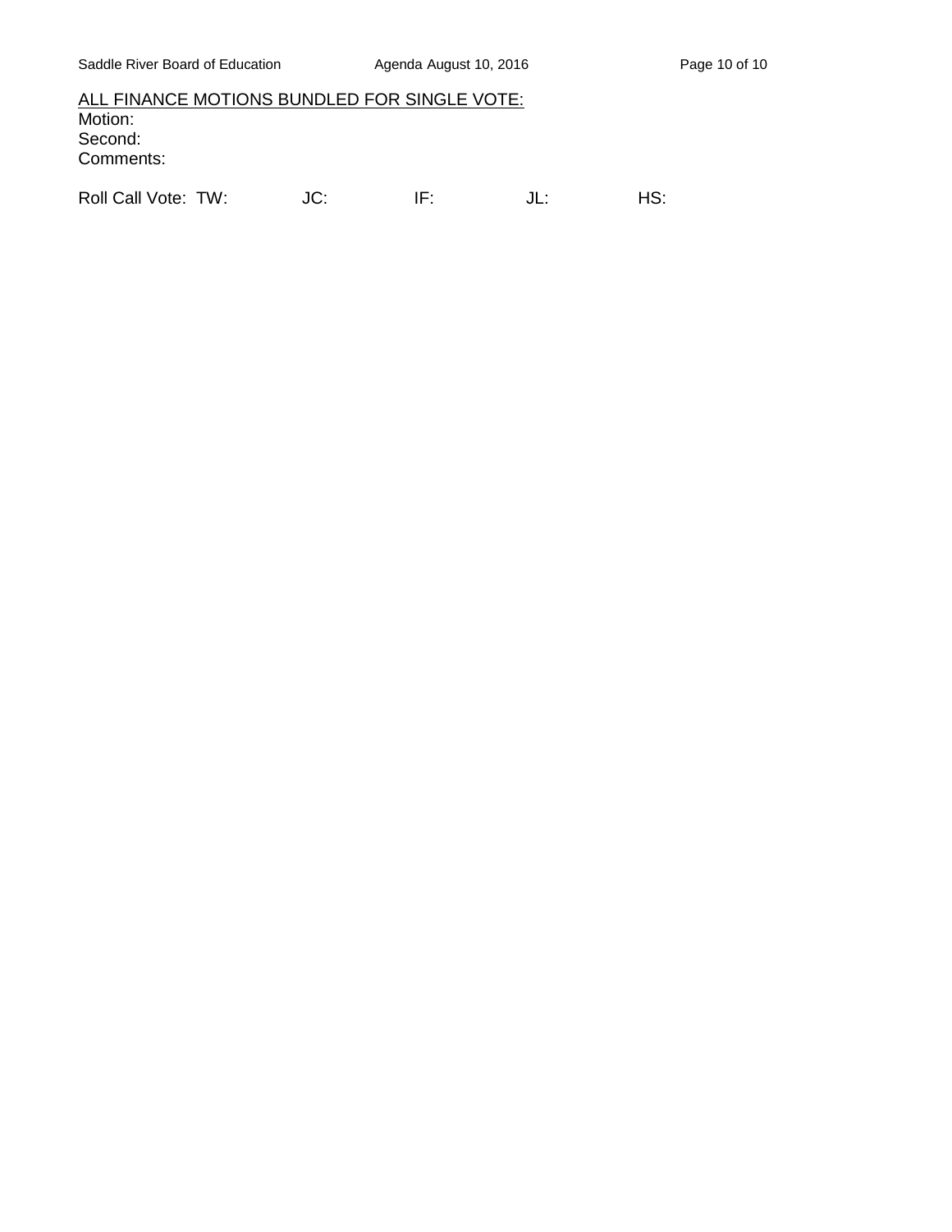<u>ALL FINANCE MOTIONS BUNDLED FOR SINGLE VOTE:</u>
Motion:
Second:
Comments:

Roll Call Vote: TW: JC: IF: JL: HS: